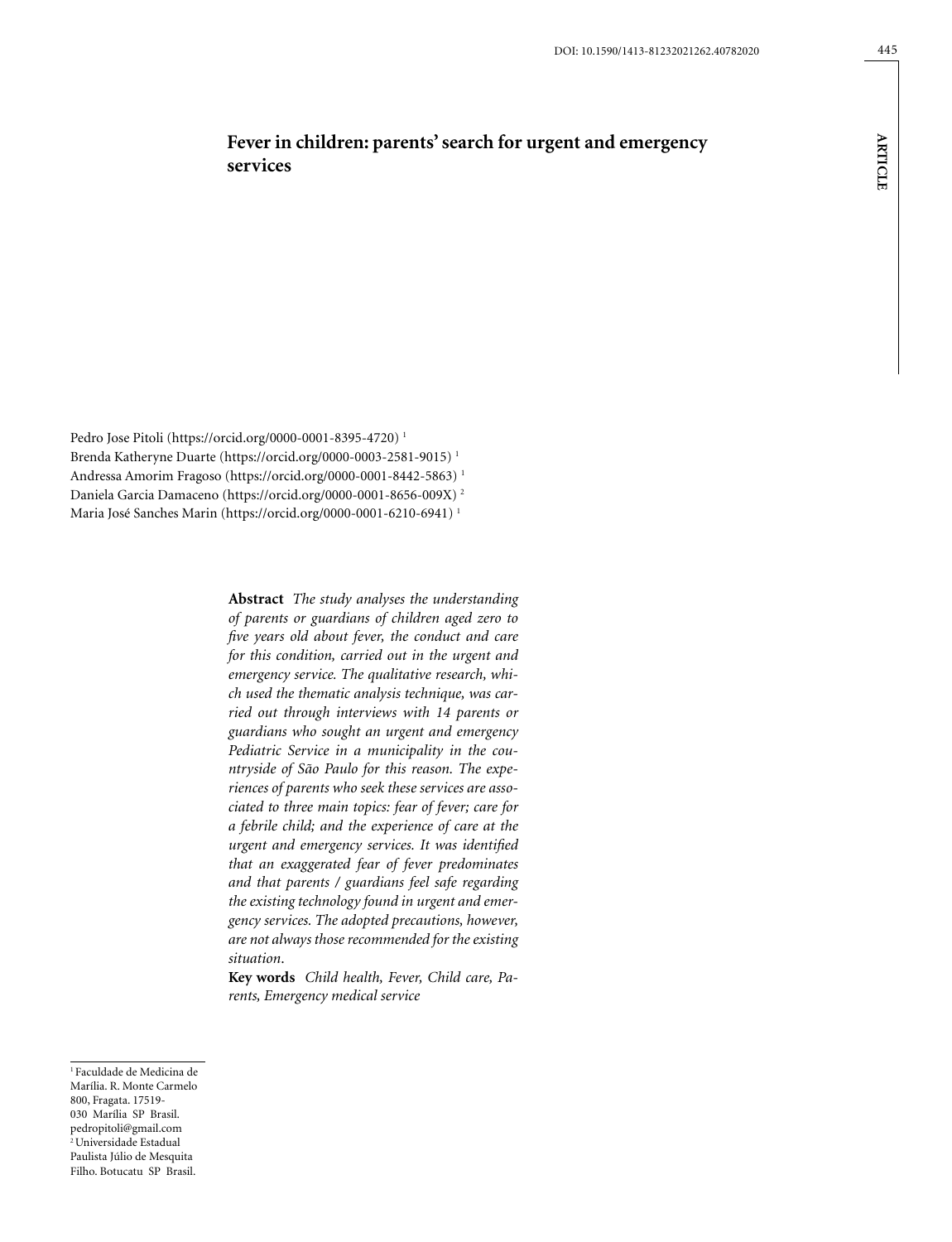DOI: 10.1590/1413-81232021262.40782020

ARTICLE

# Fever in children: parents' search for urgent and emergency services

Pedro Jose Pitoli (https://orcid.org/0000-0001-8395-4720) [1]
Brenda Katheryne Duarte (https://orcid.org/0000-0003-2581-9015) [1]
Andressa Amorim Fragoso (https://orcid.org/0000-0001-8442-5863) [1]
Daniela Garcia Damaceno (https://orcid.org/0000-0001-8656-009X) [2]
Maria José Sanches Marin (https://orcid.org/0000-0001-6210-6941) [1]

**Abstract** *The study analyses the understanding of parents or guardians of children aged zero to five years old about fever, the conduct and care for this condition, carried out in the urgent and emergency service. The qualitative research, which used the thematic analysis technique, was carried out through interviews with 14 parents or guardians who sought an urgent and emergency Pediatric Service in a municipality in the countryside of São Paulo for this reason. The experiences of parents who seek these services are associated to three main topics: fear of fever; care for a febrile child; and the experience of care at the urgent and emergency services. It was identified that an exaggerated fear of fever predominates and that parents / guardians feel safe regarding the existing technology found in urgent and emergency services. The adopted precautions, however, are not always those recommended for the existing situation*.

**Key words** *Child health, Fever, Child care, Parents, Emergency medical service*

[1] Faculdade de Medicina de Marília. R. Monte Carmelo 800, Fragata. 17519-030 Marília SP Brasil. pedropitoli@gmail.com
[2] Universidade Estadual Paulista Júlio de Mesquita Filho. Botucatu SP Brasil.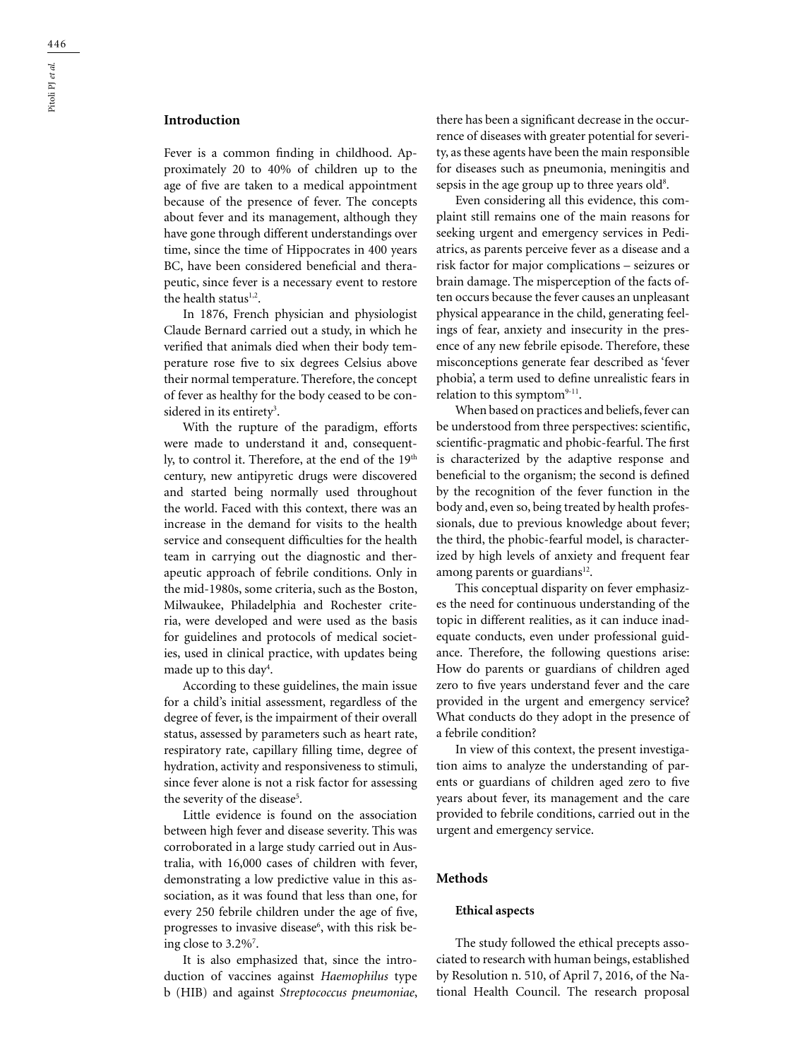## Introduction

Fever is a common finding in childhood. Approximately 20 to 40% of children up to the age of five are taken to a medical appointment because of the presence of fever. The concepts about fever and its management, although they have gone through different understandings over time, since the time of Hippocrates in 400 years BC, have been considered beneficial and therapeutic, since fever is a necessary event to restore the health status[1,2].

In 1876, French physician and physiologist Claude Bernard carried out a study, in which he verified that animals died when their body temperature rose five to six degrees Celsius above their normal temperature. Therefore, the concept of fever as healthy for the body ceased to be considered in its entirety[3].

With the rupture of the paradigm, efforts were made to understand it and, consequently, to control it. Therefore, at the end of the 19th century, new antipyretic drugs were discovered and started being normally used throughout the world. Faced with this context, there was an increase in the demand for visits to the health service and consequent difficulties for the health team in carrying out the diagnostic and therapeutic approach of febrile conditions. Only in the mid-1980s, some criteria, such as the Boston, Milwaukee, Philadelphia and Rochester criteria, were developed and were used as the basis for guidelines and protocols of medical societies, used in clinical practice, with updates being made up to this day[4].

According to these guidelines, the main issue for a child's initial assessment, regardless of the degree of fever, is the impairment of their overall status, assessed by parameters such as heart rate, respiratory rate, capillary filling time, degree of hydration, activity and responsiveness to stimuli, since fever alone is not a risk factor for assessing the severity of the disease[5].

Little evidence is found on the association between high fever and disease severity. This was corroborated in a large study carried out in Australia, with 16,000 cases of children with fever, demonstrating a low predictive value in this association, as it was found that less than one, for every 250 febrile children under the age of five, progresses to invasive disease[6], with this risk being close to 3.2%[7].

It is also emphasized that, since the introduction of vaccines against *Haemophilus* type b (HIB) and against *Streptococcus pneumoniae*, there has been a significant decrease in the occurrence of diseases with greater potential for severity, as these agents have been the main responsible for diseases such as pneumonia, meningitis and sepsis in the age group up to three years old[8].

Even considering all this evidence, this complaint still remains one of the main reasons for seeking urgent and emergency services in Pediatrics, as parents perceive fever as a disease and a risk factor for major complications – seizures or brain damage. The misperception of the facts often occurs because the fever causes an unpleasant physical appearance in the child, generating feelings of fear, anxiety and insecurity in the presence of any new febrile episode. Therefore, these misconceptions generate fear described as 'fever phobia', a term used to define unrealistic fears in relation to this symptom[9-11].

When based on practices and beliefs, fever can be understood from three perspectives: scientific, scientific-pragmatic and phobic-fearful. The first is characterized by the adaptive response and beneficial to the organism; the second is defined by the recognition of the fever function in the body and, even so, being treated by health professionals, due to previous knowledge about fever; the third, the phobic-fearful model, is characterized by high levels of anxiety and frequent fear among parents or guardians[12].

This conceptual disparity on fever emphasizes the need for continuous understanding of the topic in different realities, as it can induce inadequate conducts, even under professional guidance. Therefore, the following questions arise: How do parents or guardians of children aged zero to five years understand fever and the care provided in the urgent and emergency service? What conducts do they adopt in the presence of a febrile condition?

In view of this context, the present investigation aims to analyze the understanding of parents or guardians of children aged zero to five years about fever, its management and the care provided to febrile conditions, carried out in the urgent and emergency service.

## Methods

### Ethical aspects

The study followed the ethical precepts associated to research with human beings, established by Resolution n. 510, of April 7, 2016, of the National Health Council. The research proposal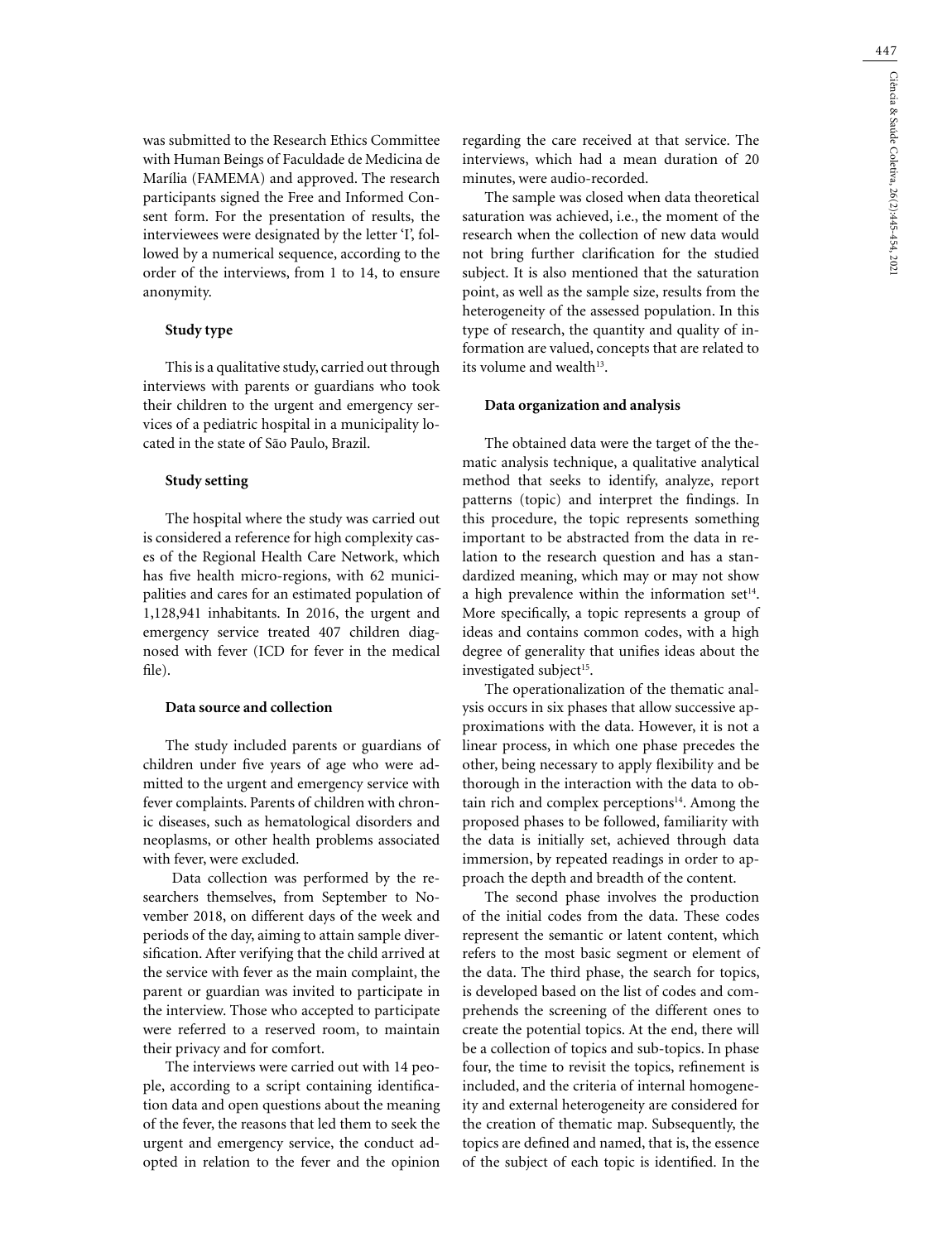was submitted to the Research Ethics Committee with Human Beings of Faculdade de Medicina de Marília (FAMEMA) and approved. The research participants signed the Free and Informed Consent form. For the presentation of results, the interviewees were designated by the letter 'I', followed by a numerical sequence, according to the order of the interviews, from 1 to 14, to ensure anonymity.

### Study type

This is a qualitative study, carried out through interviews with parents or guardians who took their children to the urgent and emergency services of a pediatric hospital in a municipality located in the state of São Paulo, Brazil.

### Study setting

The hospital where the study was carried out is considered a reference for high complexity cases of the Regional Health Care Network, which has five health micro-regions, with 62 municipalities and cares for an estimated population of 1,128,941 inhabitants. In 2016, the urgent and emergency service treated 407 children diagnosed with fever (ICD for fever in the medical file).

### Data source and collection

The study included parents or guardians of children under five years of age who were admitted to the urgent and emergency service with fever complaints. Parents of children with chronic diseases, such as hematological disorders and neoplasms, or other health problems associated with fever, were excluded.

Data collection was performed by the researchers themselves, from September to November 2018, on different days of the week and periods of the day, aiming to attain sample diversification. After verifying that the child arrived at the service with fever as the main complaint, the parent or guardian was invited to participate in the interview. Those who accepted to participate were referred to a reserved room, to maintain their privacy and for comfort.

The interviews were carried out with 14 people, according to a script containing identification data and open questions about the meaning of the fever, the reasons that led them to seek the urgent and emergency service, the conduct adopted in relation to the fever and the opinion regarding the care received at that service. The interviews, which had a mean duration of 20 minutes, were audio-recorded.

The sample was closed when data theoretical saturation was achieved, i.e., the moment of the research when the collection of new data would not bring further clarification for the studied subject. It is also mentioned that the saturation point, as well as the sample size, results from the heterogeneity of the assessed population. In this type of research, the quantity and quality of information are valued, concepts that are related to its volume and wealth[13].

### Data organization and analysis

The obtained data were the target of the thematic analysis technique, a qualitative analytical method that seeks to identify, analyze, report patterns (topic) and interpret the findings. In this procedure, the topic represents something important to be abstracted from the data in relation to the research question and has a standardized meaning, which may or may not show a high prevalence within the information set[14]. More specifically, a topic represents a group of ideas and contains common codes, with a high degree of generality that unifies ideas about the investigated subject[15].

The operationalization of the thematic analysis occurs in six phases that allow successive approximations with the data. However, it is not a linear process, in which one phase precedes the other, being necessary to apply flexibility and be thorough in the interaction with the data to obtain rich and complex perceptions[14]. Among the proposed phases to be followed, familiarity with the data is initially set, achieved through data immersion, by repeated readings in order to approach the depth and breadth of the content.

The second phase involves the production of the initial codes from the data. These codes represent the semantic or latent content, which refers to the most basic segment or element of the data. The third phase, the search for topics, is developed based on the list of codes and comprehends the screening of the different ones to create the potential topics. At the end, there will be a collection of topics and sub-topics. In phase four, the time to revisit the topics, refinement is included, and the criteria of internal homogeneity and external heterogeneity are considered for the creation of thematic map. Subsequently, the topics are defined and named, that is, the essence of the subject of each topic is identified. In the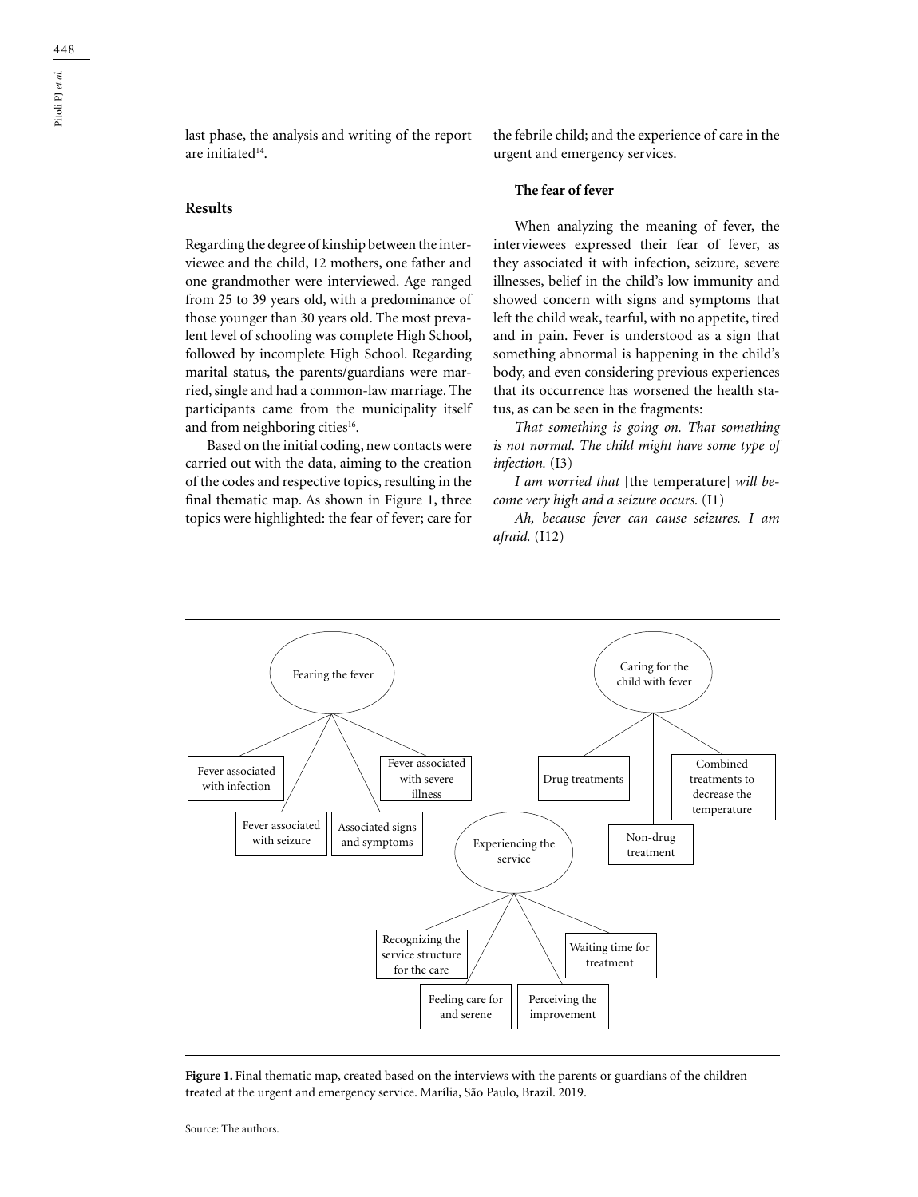last phase, the analysis and writing of the report are initiated[14].

## Results

Regarding the degree of kinship between the interviewee and the child, 12 mothers, one father and one grandmother were interviewed. Age ranged from 25 to 39 years old, with a predominance of those younger than 30 years old. The most prevalent level of schooling was complete High School, followed by incomplete High School. Regarding marital status, the parents/guardians were married, single and had a common-law marriage. The participants came from the municipality itself and from neighboring cities[16].

Based on the initial coding, new contacts were carried out with the data, aiming to the creation of the codes and respective topics, resulting in the final thematic map. As shown in Figure 1, three topics were highlighted: the fear of fever; care for the febrile child; and the experience of care in the urgent and emergency services.

### The fear of fever

When analyzing the meaning of fever, the interviewees expressed their fear of fever, as they associated it with infection, seizure, severe illnesses, belief in the child's low immunity and showed concern with signs and symptoms that left the child weak, tearful, with no appetite, tired and in pain. Fever is understood as a sign that something abnormal is happening in the child's body, and even considering previous experiences that its occurrence has worsened the health status, as can be seen in the fragments:

*That something is going on. That something is not normal. The child might have some type of infection.* (I3)

*I am worried that* [the temperature] *will become very high and a seizure occurs.* (I1)

*Ah, because fever can cause seizures. I am afraid.* (I12)

Fearing the fever
- Fever associated with infection
- Fever associated with seizure
- Associated signs and symptoms
- Fever associated with severe illness

Caring for the child with fever
- Drug treatments
- Non-drug treatment
- Combined treatments to decrease the temperature

Experiencing the service
- Recognizing the service structure for the care
- Feeling care for and serene
- Perceiving the improvement
- Waiting time for treatment

**Figure 1.** Final thematic map, created based on the interviews with the parents or guardians of the children treated at the urgent and emergency service. Marília, São Paulo, Brazil. 2019.

Source: The authors.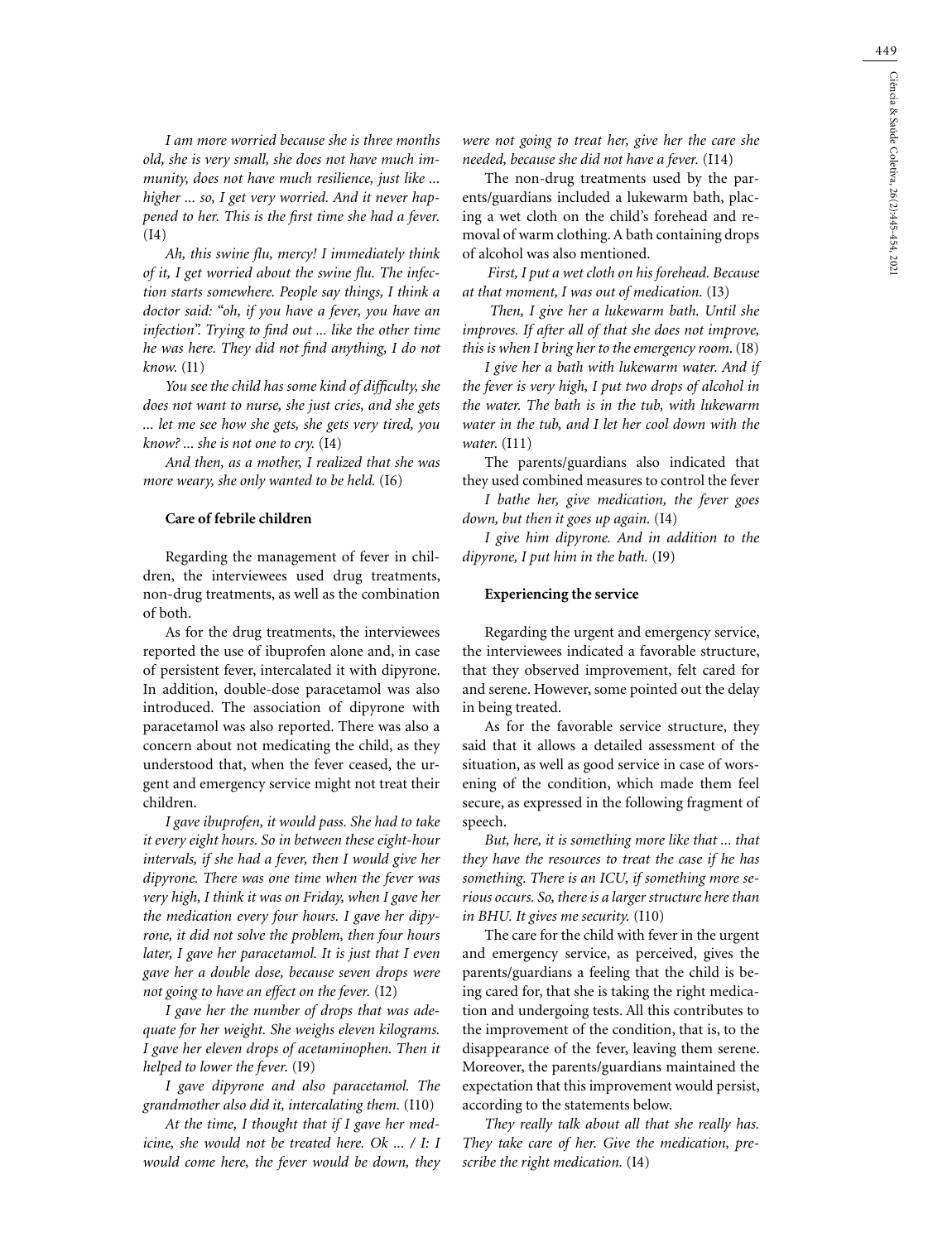*I am more worried because she is three months old, she is very small, she does not have much immunity, does not have much resilience, just like ... higher ... so, I get very worried. And it never happened to her. This is the first time she had a fever.* (I4)

*Ah, this swine flu, mercy! I immediately think of it, I get worried about the swine flu. The infection starts somewhere. People say things, I think a doctor said: "oh, if you have a fever, you have an infection". Trying to find out ... like the other time he was here. They did not find anything, I do not know.* (I1)

*You see the child has some kind of difficulty, she does not want to nurse, she just cries, and she gets ... let me see how she gets, she gets very tired, you know? ... she is not one to cry.* (I4)

*And then, as a mother, I realized that she was more weary, she only wanted to be held.* (I6)

### Care of febrile children

Regarding the management of fever in children, the interviewees used drug treatments, non-drug treatments, as well as the combination of both.

As for the drug treatments, the interviewees reported the use of ibuprofen alone and, in case of persistent fever, intercalated it with dipyrone. In addition, double-dose paracetamol was also introduced. The association of dipyrone with paracetamol was also reported. There was also a concern about not medicating the child, as they understood that, when the fever ceased, the urgent and emergency service might not treat their children.

*I gave ibuprofen, it would pass. She had to take it every eight hours. So in between these eight-hour intervals, if she had a fever, then I would give her dipyrone. There was one time when the fever was very high, I think it was on Friday, when I gave her the medication every four hours. I gave her dipyrone, it did not solve the problem, then four hours later, I gave her paracetamol. It is just that I even gave her a double dose, because seven drops were not going to have an effect on the fever.* (I2)

*I gave her the number of drops that was adequate for her weight. She weighs eleven kilograms. I gave her eleven drops of acetaminophen. Then it helped to lower the fever.* (I9)

*I gave dipyrone and also paracetamol. The grandmother also did it, intercalating them.* (I10)

*At the time, I thought that if I gave her medicine, she would not be treated here. Ok ... / I: I would come here, the fever would be down, they were not going to treat her, give her the care she needed, because she did not have a fever.* (I14)

The non-drug treatments used by the parents/guardians included a lukewarm bath, placing a wet cloth on the child's forehead and removal of warm clothing. A bath containing drops of alcohol was also mentioned.

*First, I put a wet cloth on his forehead. Because at that moment, I was out of medication.* (I3)

*Then, I give her a lukewarm bath. Until she improves. If after all of that she does not improve, this is when I bring her to the emergency room.* (I8)

*I give her a bath with lukewarm water. And if the fever is very high, I put two drops of alcohol in the water. The bath is in the tub, with lukewarm water in the tub, and I let her cool down with the water.* (I11)

The parents/guardians also indicated that they used combined measures to control the fever

*I bathe her, give medication, the fever goes down, but then it goes up again.* (I4)

*I give him dipyrone. And in addition to the dipyrone, I put him in the bath.* (I9)

### Experiencing the service

Regarding the urgent and emergency service, the interviewees indicated a favorable structure, that they observed improvement, felt cared for and serene. However, some pointed out the delay in being treated.

As for the favorable service structure, they said that it allows a detailed assessment of the situation, as well as good service in case of worsening of the condition, which made them feel secure, as expressed in the following fragment of speech.

*But, here, it is something more like that ... that they have the resources to treat the case if he has something. There is an ICU, if something more serious occurs. So, there is a larger structure here than in BHU. It gives me security.* (I10)

The care for the child with fever in the urgent and emergency service, as perceived, gives the parents/guardians a feeling that the child is being cared for, that she is taking the right medication and undergoing tests. All this contributes to the improvement of the condition, that is, to the disappearance of the fever, leaving them serene. Moreover, the parents/guardians maintained the expectation that this improvement would persist, according to the statements below.

*They really talk about all that she really has. They take care of her. Give the medication, prescribe the right medication.* (I4)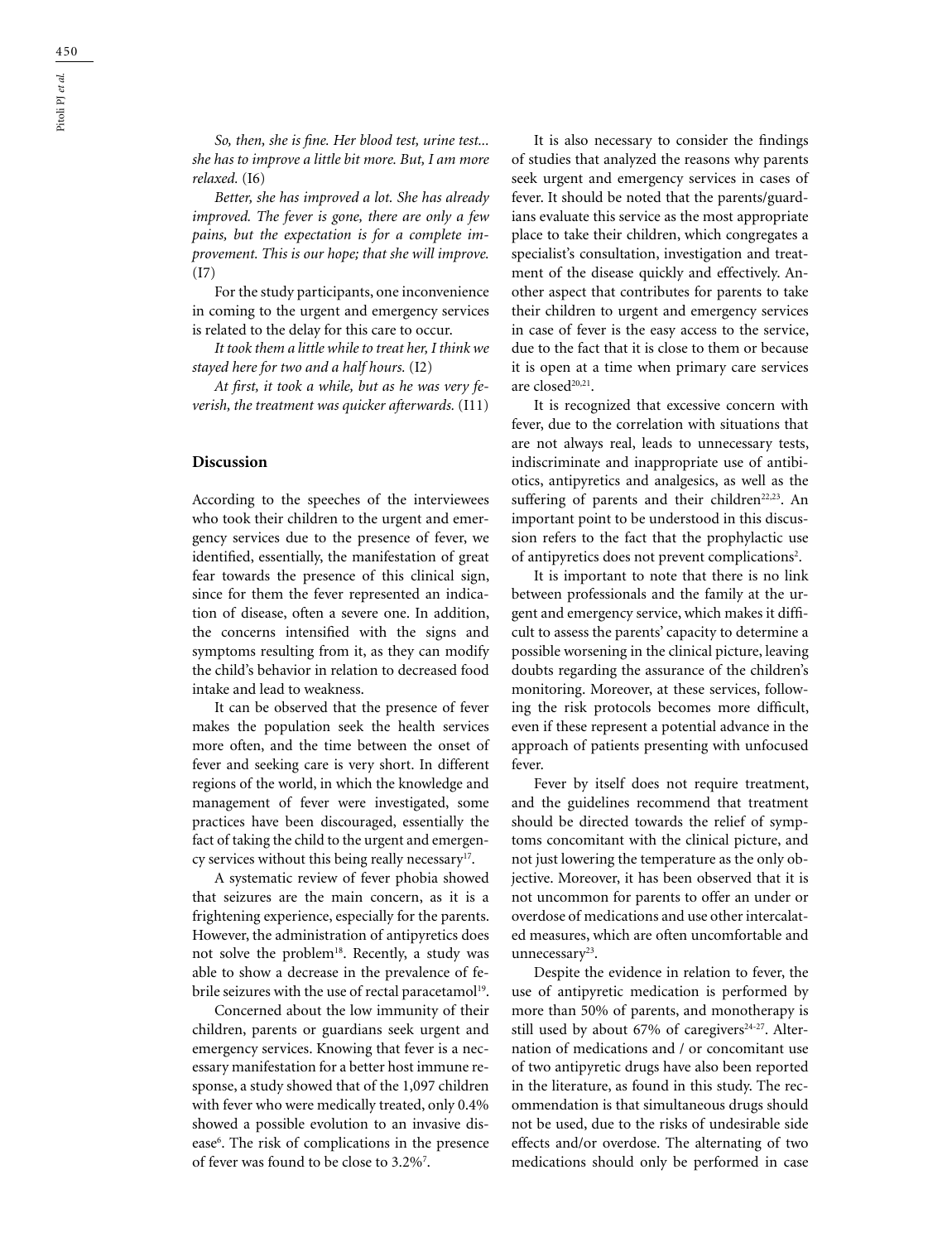*So, then, she is fine. Her blood test, urine test... she has to improve a little bit more. But, I am more relaxed.* (I6)

*Better, she has improved a lot. She has already improved. The fever is gone, there are only a few pains, but the expectation is for a complete improvement. This is our hope; that she will improve.* (I7)

For the study participants, one inconvenience in coming to the urgent and emergency services is related to the delay for this care to occur.

*It took them a little while to treat her, I think we stayed here for two and a half hours.* (I2)

*At first, it took a while, but as he was very feverish, the treatment was quicker afterwards.* (I11)

## Discussion

According to the speeches of the interviewees who took their children to the urgent and emergency services due to the presence of fever, we identified, essentially, the manifestation of great fear towards the presence of this clinical sign, since for them the fever represented an indication of disease, often a severe one. In addition, the concerns intensified with the signs and symptoms resulting from it, as they can modify the child's behavior in relation to decreased food intake and lead to weakness.

It can be observed that the presence of fever makes the population seek the health services more often, and the time between the onset of fever and seeking care is very short. In different regions of the world, in which the knowledge and management of fever were investigated, some practices have been discouraged, essentially the fact of taking the child to the urgent and emergency services without this being really necessary[17].

A systematic review of fever phobia showed that seizures are the main concern, as it is a frightening experience, especially for the parents. However, the administration of antipyretics does not solve the problem[18]. Recently, a study was able to show a decrease in the prevalence of febrile seizures with the use of rectal paracetamol[19].

Concerned about the low immunity of their children, parents or guardians seek urgent and emergency services. Knowing that fever is a necessary manifestation for a better host immune response, a study showed that of the 1,097 children with fever who were medically treated, only 0.4% showed a possible evolution to an invasive disease[6]. The risk of complications in the presence of fever was found to be close to 3.2%[7].

It is also necessary to consider the findings of studies that analyzed the reasons why parents seek urgent and emergency services in cases of fever. It should be noted that the parents/guardians evaluate this service as the most appropriate place to take their children, which congregates a specialist's consultation, investigation and treatment of the disease quickly and effectively. Another aspect that contributes for parents to take their children to urgent and emergency services in case of fever is the easy access to the service, due to the fact that it is close to them or because it is open at a time when primary care services are closed[20,21].

It is recognized that excessive concern with fever, due to the correlation with situations that are not always real, leads to unnecessary tests, indiscriminate and inappropriate use of antibiotics, antipyretics and analgesics, as well as the suffering of parents and their children[22,23]. An important point to be understood in this discussion refers to the fact that the prophylactic use of antipyretics does not prevent complications[2].

It is important to note that there is no link between professionals and the family at the urgent and emergency service, which makes it difficult to assess the parents' capacity to determine a possible worsening in the clinical picture, leaving doubts regarding the assurance of the children's monitoring. Moreover, at these services, following the risk protocols becomes more difficult, even if these represent a potential advance in the approach of patients presenting with unfocused fever.

Fever by itself does not require treatment, and the guidelines recommend that treatment should be directed towards the relief of symptoms concomitant with the clinical picture, and not just lowering the temperature as the only objective. Moreover, it has been observed that it is not uncommon for parents to offer an under or overdose of medications and use other intercalated measures, which are often uncomfortable and unnecessary[23].

Despite the evidence in relation to fever, the use of antipyretic medication is performed by more than 50% of parents, and monotherapy is still used by about 67% of caregivers[24-27]. Alternation of medications and / or concomitant use of two antipyretic drugs have also been reported in the literature, as found in this study. The recommendation is that simultaneous drugs should not be used, due to the risks of undesirable side effects and/or overdose. The alternating of two medications should only be performed in case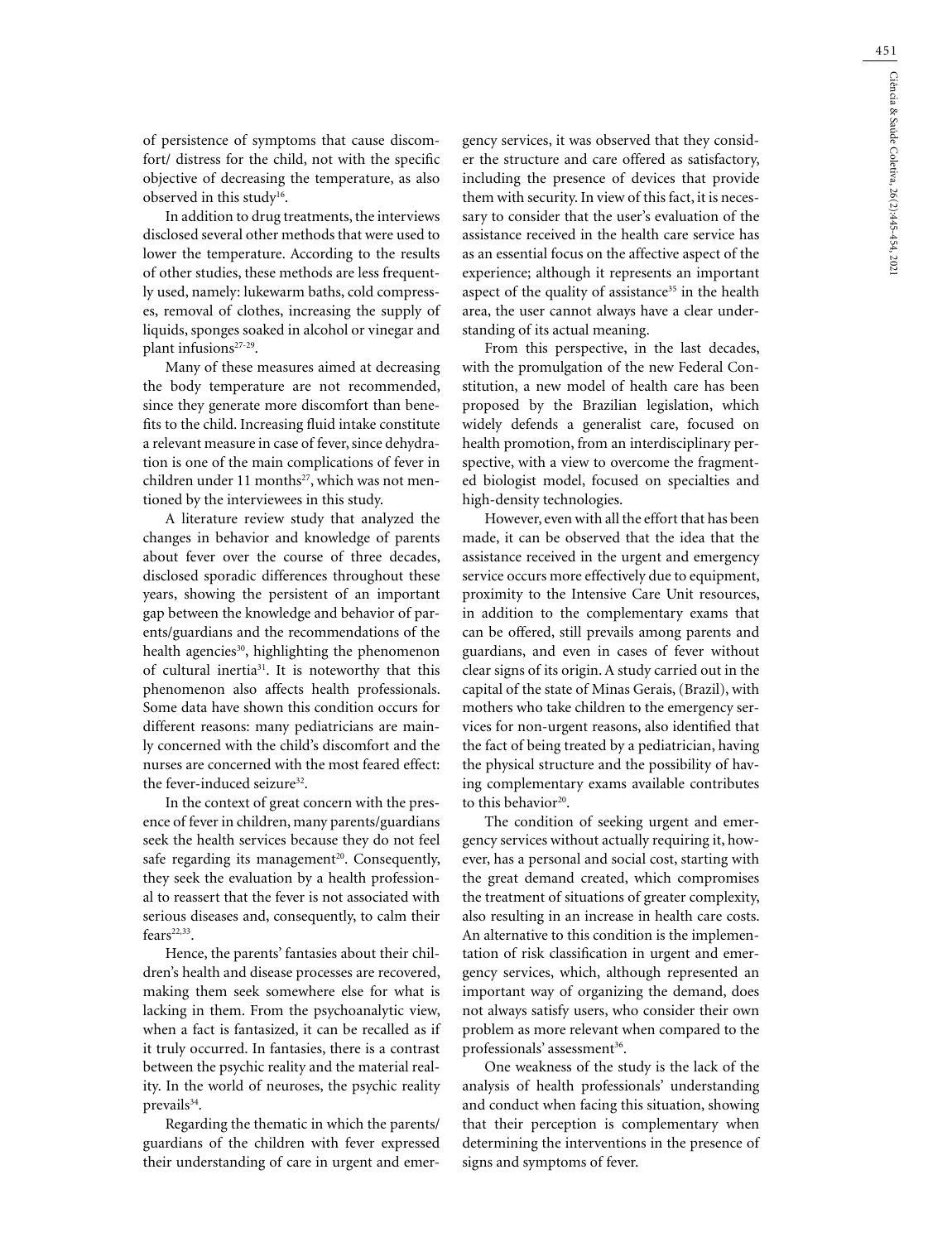of persistence of symptoms that cause discomfort/ distress for the child, not with the specific objective of decreasing the temperature, as also observed in this study[16].

In addition to drug treatments, the interviews disclosed several other methods that were used to lower the temperature. According to the results of other studies, these methods are less frequently used, namely: lukewarm baths, cold compresses, removal of clothes, increasing the supply of liquids, sponges soaked in alcohol or vinegar and plant infusions[27-29].

Many of these measures aimed at decreasing the body temperature are not recommended, since they generate more discomfort than benefits to the child. Increasing fluid intake constitute a relevant measure in case of fever, since dehydration is one of the main complications of fever in children under 11 months[27], which was not mentioned by the interviewees in this study.

A literature review study that analyzed the changes in behavior and knowledge of parents about fever over the course of three decades, disclosed sporadic differences throughout these years, showing the persistent of an important gap between the knowledge and behavior of parents/guardians and the recommendations of the health agencies[30], highlighting the phenomenon of cultural inertia[31]. It is noteworthy that this phenomenon also affects health professionals. Some data have shown this condition occurs for different reasons: many pediatricians are mainly concerned with the child's discomfort and the nurses are concerned with the most feared effect: the fever-induced seizure[32].

In the context of great concern with the presence of fever in children, many parents/guardians seek the health services because they do not feel safe regarding its management[20]. Consequently, they seek the evaluation by a health professional to reassert that the fever is not associated with serious diseases and, consequently, to calm their fears[22,33].

Hence, the parents' fantasies about their children's health and disease processes are recovered, making them seek somewhere else for what is lacking in them. From the psychoanalytic view, when a fact is fantasized, it can be recalled as if it truly occurred. In fantasies, there is a contrast between the psychic reality and the material reality. In the world of neuroses, the psychic reality prevails[34].

Regarding the thematic in which the parents/ guardians of the children with fever expressed their understanding of care in urgent and emergency services, it was observed that they consider the structure and care offered as satisfactory, including the presence of devices that provide them with security. In view of this fact, it is necessary to consider that the user's evaluation of the assistance received in the health care service has as an essential focus on the affective aspect of the experience; although it represents an important aspect of the quality of assistance[35] in the health area, the user cannot always have a clear understanding of its actual meaning.

From this perspective, in the last decades, with the promulgation of the new Federal Constitution, a new model of health care has been proposed by the Brazilian legislation, which widely defends a generalist care, focused on health promotion, from an interdisciplinary perspective, with a view to overcome the fragmented biologist model, focused on specialties and high-density technologies.

However, even with all the effort that has been made, it can be observed that the idea that the assistance received in the urgent and emergency service occurs more effectively due to equipment, proximity to the Intensive Care Unit resources, in addition to the complementary exams that can be offered, still prevails among parents and guardians, and even in cases of fever without clear signs of its origin. A study carried out in the capital of the state of Minas Gerais, (Brazil), with mothers who take children to the emergency services for non-urgent reasons, also identified that the fact of being treated by a pediatrician, having the physical structure and the possibility of having complementary exams available contributes to this behavior[20].

The condition of seeking urgent and emergency services without actually requiring it, however, has a personal and social cost, starting with the great demand created, which compromises the treatment of situations of greater complexity, also resulting in an increase in health care costs. An alternative to this condition is the implementation of risk classification in urgent and emergency services, which, although represented an important way of organizing the demand, does not always satisfy users, who consider their own problem as more relevant when compared to the professionals' assessment[36].

One weakness of the study is the lack of the analysis of health professionals' understanding and conduct when facing this situation, showing that their perception is complementary when determining the interventions in the presence of signs and symptoms of fever.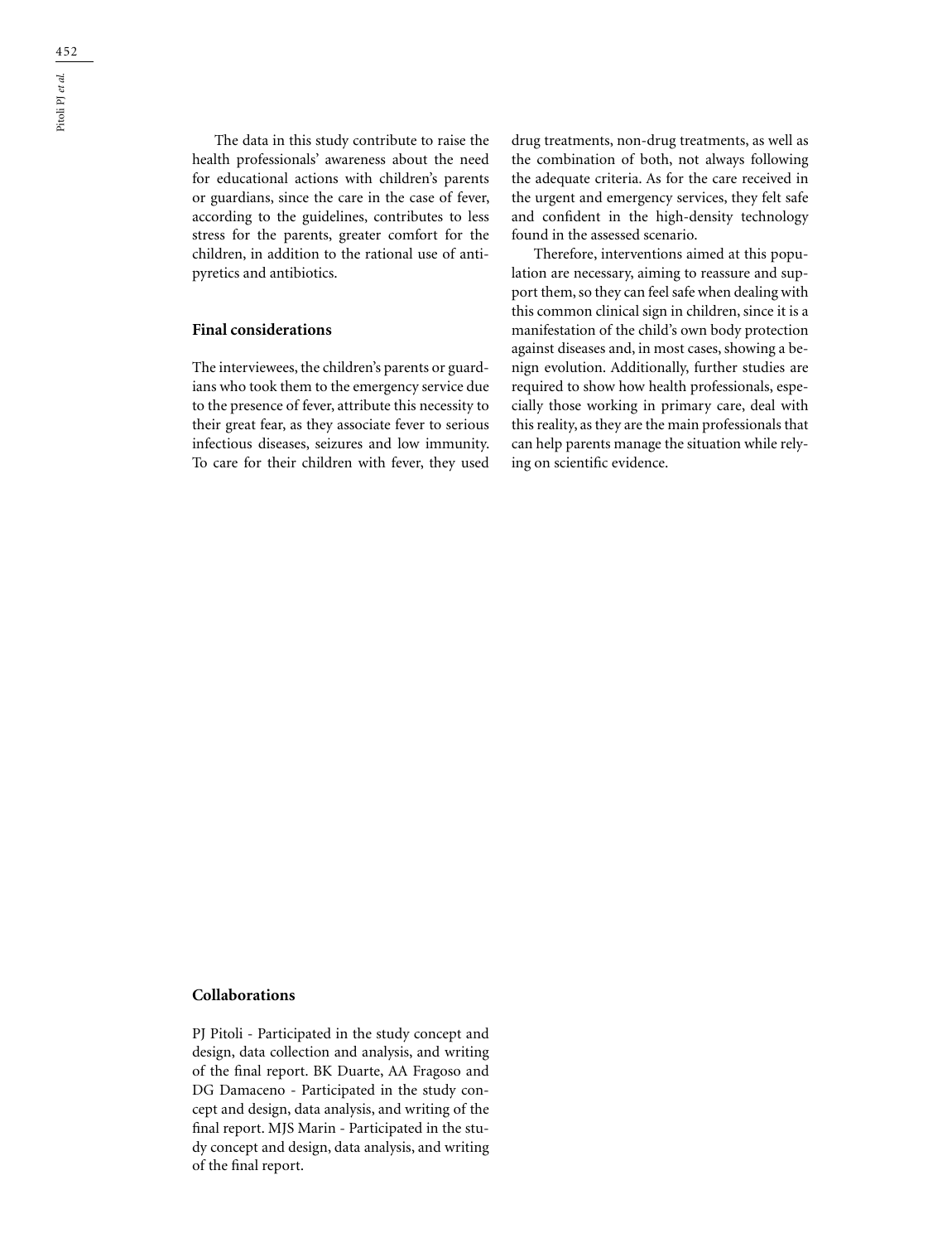The data in this study contribute to raise the health professionals' awareness about the need for educational actions with children's parents or guardians, since the care in the case of fever, according to the guidelines, contributes to less stress for the parents, greater comfort for the children, in addition to the rational use of antipyretics and antibiotics.

## Final considerations

The interviewees, the children's parents or guardians who took them to the emergency service due to the presence of fever, attribute this necessity to their great fear, as they associate fever to serious infectious diseases, seizures and low immunity. To care for their children with fever, they used drug treatments, non-drug treatments, as well as the combination of both, not always following the adequate criteria. As for the care received in the urgent and emergency services, they felt safe and confident in the high-density technology found in the assessed scenario.

Therefore, interventions aimed at this population are necessary, aiming to reassure and support them, so they can feel safe when dealing with this common clinical sign in children, since it is a manifestation of the child's own body protection against diseases and, in most cases, showing a benign evolution. Additionally, further studies are required to show how health professionals, especially those working in primary care, deal with this reality, as they are the main professionals that can help parents manage the situation while relying on scientific evidence.

## Collaborations

PJ Pitoli - Participated in the study concept and design, data collection and analysis, and writing of the final report. BK Duarte, AA Fragoso and DG Damaceno - Participated in the study concept and design, data analysis, and writing of the final report. MJS Marin - Participated in the study concept and design, data analysis, and writing of the final report.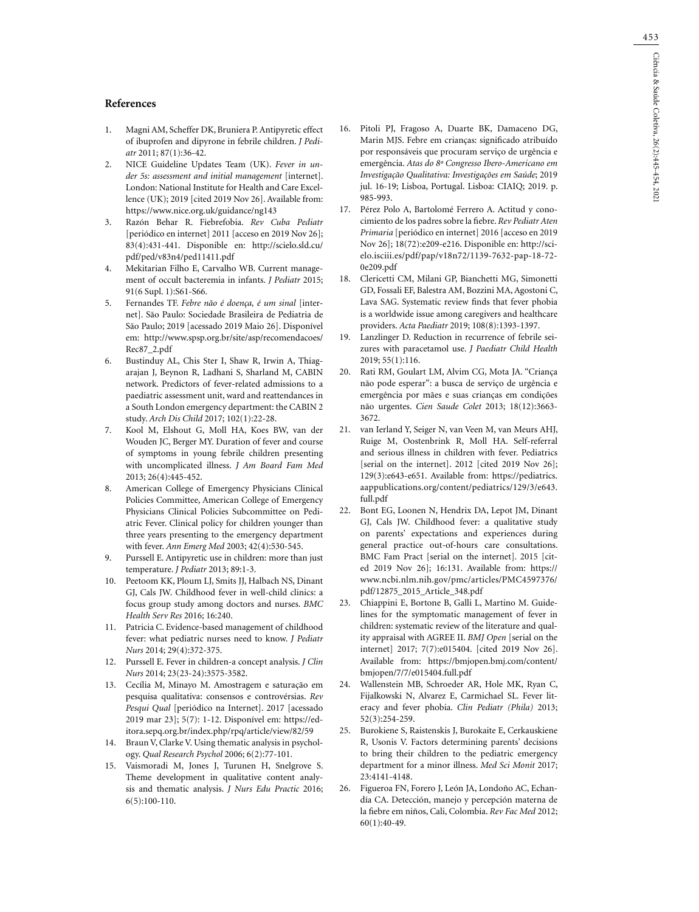## References

1. Magni AM, Scheffer DK, Bruniera P. Antipyretic effect of ibuprofen and dipyrone in febrile children. *J Pediatr* 2011; 87(1):36-42.
2. NICE Guideline Updates Team (UK). *Fever in under 5s: assessment and initial management* [internet]. London: National Institute for Health and Care Excellence (UK); 2019 [cited 2019 Nov 26]. Available from: https://www.nice.org.uk/guidance/ng143
3. Razón Behar R. Fiebrefobia. *Rev Cuba Pediatr* [periódico en internet] 2011 [acceso en 2019 Nov 26]; 83(4):431-441. Disponible en: http://scielo.sld.cu/pdf/ped/v83n4/ped11411.pdf
4. Mekitarian Filho E, Carvalho WB. Current management of occult bacteremia in infants. *J Pediatr* 2015; 91(6 Supl. 1):S61-S66.
5. Fernandes TF. *Febre não é doença, é um sinal* [internet]. São Paulo: Sociedade Brasileira de Pediatria de São Paulo; 2019 [acessado 2019 Maio 26]. Disponível em: http://www.spsp.org.br/site/asp/recomendacoes/Rec87_2.pdf
6. Bustinduy AL, Chis Ster I, Shaw R, Irwin A, Thiagarajan J, Beynon R, Ladhani S, Sharland M, CABIN network. Predictors of fever-related admissions to a paediatric assessment unit, ward and reattendances in a South London emergency department: the CABIN 2 study. *Arch Dis Child* 2017; 102(1):22-28.
7. Kool M, Elshout G, Moll HA, Koes BW, van der Wouden JC, Berger MY. Duration of fever and course of symptoms in young febrile children presenting with uncomplicated illness. *J Am Board Fam Med* 2013; 26(4):445-452.
8. American College of Emergency Physicians Clinical Policies Committee, American College of Emergency Physicians Clinical Policies Subcommittee on Pediatric Fever. Clinical policy for children younger than three years presenting to the emergency department with fever. *Ann Emerg Med* 2003; 42(4):530-545.
9. Purssell E. Antipyretic use in children: more than just temperature. *J Pediatr* 2013; 89:1-3.
10. Peetoom KK, Ploum LJ, Smits JJ, Halbach NS, Dinant GJ, Cals JW. Childhood fever in well-child clinics: a focus group study among doctors and nurses. *BMC Health Serv Res* 2016; 16:240.
11. Patricia C. Evidence-based management of childhood fever: what pediatric nurses need to know. *J Pediatr Nurs* 2014; 29(4):372-375.
12. Purssell E. Fever in children-a concept analysis. *J Clin Nurs* 2014; 23(23-24):3575-3582.
13. Cecília M, Minayo M. Amostragem e saturação em pesquisa qualitativa: consensos e controvérsias. *Rev Pesqui Qual* [periódico na Internet]. 2017 [acessado 2019 mar 23]; 5(7): 1-12. Disponível em: https://editora.sepq.org.br/index.php/rpq/article/view/82/59
14. Braun V, Clarke V. Using thematic analysis in psychology. *Qual Research Psychol* 2006; 6(2):77-101.
15. Vaismoradi M, Jones J, Turunen H, Snelgrove S. Theme development in qualitative content analysis and thematic analysis. *J Nurs Edu Practic* 2016; 6(5):100-110.
16. Pitoli PJ, Fragoso A, Duarte BK, Damaceno DG, Marin MJS. Febre em crianças: significado atribuído por responsáveis que procuram serviço de urgência e emergência. *Atas do 8º Congresso Ibero-Americano em Investigação Qualitativa: Investigações em Saúde*; 2019 jul. 16-19; Lisboa, Portugal. Lisboa: CIAIQ; 2019. p. 985-993.
17. Pérez Polo A, Bartolomé Ferrero A. Actitud y conocimiento de los padres sobre la fiebre. *Rev Pediatr Aten Primaria* [periódico en internet] 2016 [acceso en 2019 Nov 26]; 18(72):e209-e216. Disponible en: http://scielo.isciii.es/pdf/pap/v18n72/1139-7632-pap-18-72-0e209.pdf
18. Clericetti CM, Milani GP, Bianchetti MG, Simonetti GD, Fossali EF, Balestra AM, Bozzini MA, Agostoni C, Lava SAG. Systematic review finds that fever phobia is a worldwide issue among caregivers and healthcare providers. *Acta Paediatr* 2019; 108(8):1393-1397.
19. Lanzlinger D. Reduction in recurrence of febrile seizures with paracetamol use. *J Paediatr Child Health* 2019; 55(1):116.
20. Rati RM, Goulart LM, Alvim CG, Mota JA. "Criança não pode esperar": a busca de serviço de urgência e emergência por mães e suas crianças em condições não urgentes. *Cien Saude Colet* 2013; 18(12):3663-3672.
21. van Ierland Y, Seiger N, van Veen M, van Meurs AHJ, Ruige M, Oostenbrink R, Moll HA. Self-referral and serious illness in children with fever. Pediatrics [serial on the internet]. 2012 [cited 2019 Nov 26]; 129(3):e643-e651. Available from: https://pediatrics.aappublications.org/content/pediatrics/129/3/e643.full.pdf
22. Bont EG, Loonen N, Hendrix DA, Lepot JM, Dinant GJ, Cals JW. Childhood fever: a qualitative study on parents' expectations and experiences during general practice out-of-hours care consultations. BMC Fam Pract [serial on the internet]. 2015 [cited 2019 Nov 26]; 16:131. Available from: https://www.ncbi.nlm.nih.gov/pmc/articles/PMC4597376/pdf/12875_2015_Article_348.pdf
23. Chiappini E, Bortone B, Galli L, Martino M. Guidelines for the symptomatic management of fever in children: systematic review of the literature and quality appraisal with AGREE II. *BMJ Open* [serial on the internet] 2017; 7(7):e015404. [cited 2019 Nov 26]. Available from: https://bmjopen.bmj.com/content/bmjopen/7/7/e015404.full.pdf
24. Wallenstein MB, Schroeder AR, Hole MK, Ryan C, Fijalkowski N, Alvarez E, Carmichael SL. Fever literacy and fever phobia. *Clin Pediatr (Phila)* 2013; 52(3):254-259.
25. Burokiene S, Raistenskis J, Burokaite E, Cerkauskiene R, Usonis V. Factors determining parents' decisions to bring their children to the pediatric emergency department for a minor illness. *Med Sci Monit* 2017; 23:4141-4148.
26. Figueroa FN, Forero J, León JA, Londoño AC, Echandía CA. Detección, manejo y percepción materna de la fiebre em niños, Cali, Colombia. *Rev Fac Med* 2012; 60(1):40-49.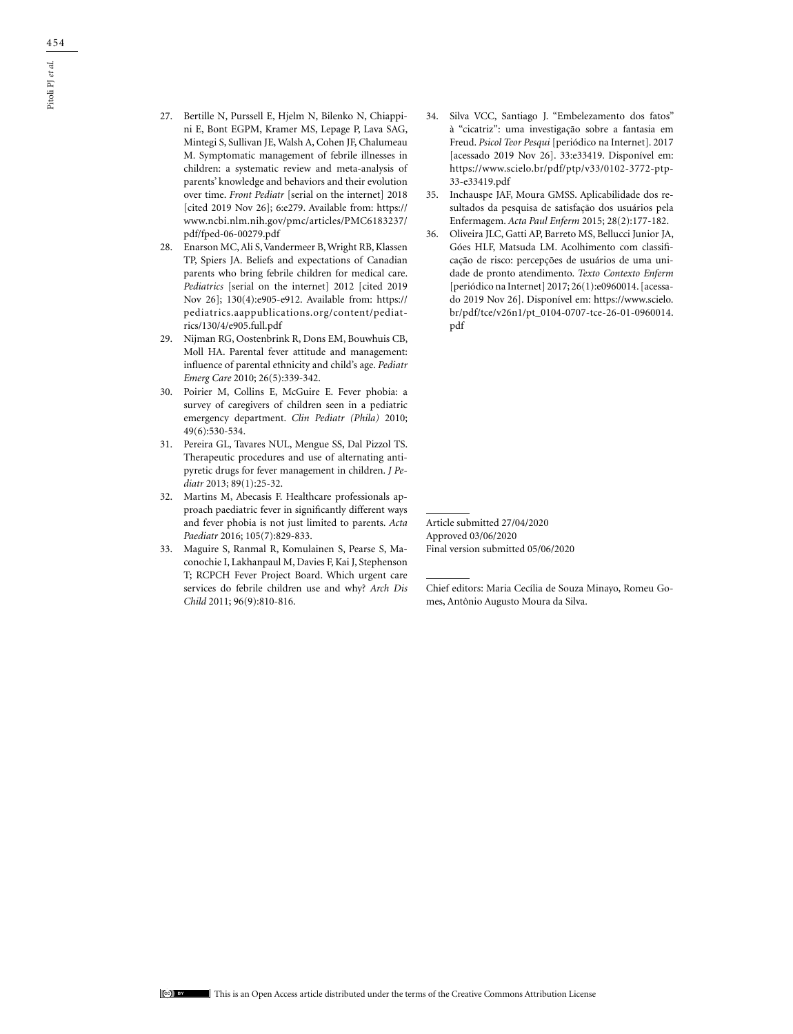27. Bertille N, Purssell E, Hjelm N, Bilenko N, Chiappini E, Bont EGPM, Kramer MS, Lepage P, Lava SAG, Mintegi S, Sullivan JE, Walsh A, Cohen JF, Chalumeau M. Symptomatic management of febrile illnesses in children: a systematic review and meta-analysis of parents' knowledge and behaviors and their evolution over time. *Front Pediatr* [serial on the internet] 2018 [cited 2019 Nov 26]; 6:e279. Available from: https://www.ncbi.nlm.nih.gov/pmc/articles/PMC6183237/pdf/fped-06-00279.pdf
28. Enarson MC, Ali S, Vandermeer B, Wright RB, Klassen TP, Spiers JA. Beliefs and expectations of Canadian parents who bring febrile children for medical care. *Pediatrics* [serial on the internet] 2012 [cited 2019 Nov 26]; 130(4):e905-e912. Available from: https://pediatrics.aappublications.org/content/pediatrics/130/4/e905.full.pdf
29. Nijman RG, Oostenbrink R, Dons EM, Bouwhuis CB, Moll HA. Parental fever attitude and management: influence of parental ethnicity and child's age. *Pediatr Emerg Care* 2010; 26(5):339-342.
30. Poirier M, Collins E, McGuire E. Fever phobia: a survey of caregivers of children seen in a pediatric emergency department. *Clin Pediatr (Phila)* 2010; 49(6):530-534.
31. Pereira GL, Tavares NUL, Mengue SS, Dal Pizzol TS. Therapeutic procedures and use of alternating antipyretic drugs for fever management in children. *J Pediatr* 2013; 89(1):25-32.
32. Martins M, Abecasis F. Healthcare professionals approach paediatric fever in significantly different ways and fever phobia is not just limited to parents. *Acta Paediatr* 2016; 105(7):829-833.
33. Maguire S, Ranmal R, Komulainen S, Pearse S, Maconochie I, Lakhanpaul M, Davies F, Kai J, Stephenson T; RCPCH Fever Project Board. Which urgent care services do febrile children use and why? *Arch Dis Child* 2011; 96(9):810-816.
34. Silva VCC, Santiago J. "Embelezamento dos fatos" à "cicatriz": uma investigação sobre a fantasia em Freud. *Psicol Teor Pesqui* [periódico na Internet]. 2017 [acessado 2019 Nov 26]. 33:e33419. Disponível em: https://www.scielo.br/pdf/ptp/v33/0102-3772-ptp-33-e33419.pdf
35. Inchauspe JAF, Moura GMSS. Aplicabilidade dos resultados da pesquisa de satisfação dos usuários pela Enfermagem. *Acta Paul Enferm* 2015; 28(2):177-182.
36. Oliveira JLC, Gatti AP, Barreto MS, Bellucci Junior JA, Góes HLF, Matsuda LM. Acolhimento com classificação de risco: percepções de usuários de uma unidade de pronto atendimento. *Texto Contexto Enferm* [periódico na Internet] 2017; 26(1):e0960014. [acessado 2019 Nov 26]. Disponível em: https://www.scielo.br/pdf/tce/v26n1/pt_0104-0707-tce-26-01-0960014.pdf

Article submitted 27/04/2020
Approved 03/06/2020
Final version submitted 05/06/2020

Chief editors: Maria Cecília de Souza Minayo, Romeu Gomes, Antônio Augusto Moura da Silva.

This is an Open Access article distributed under the terms of the Creative Commons Attribution License